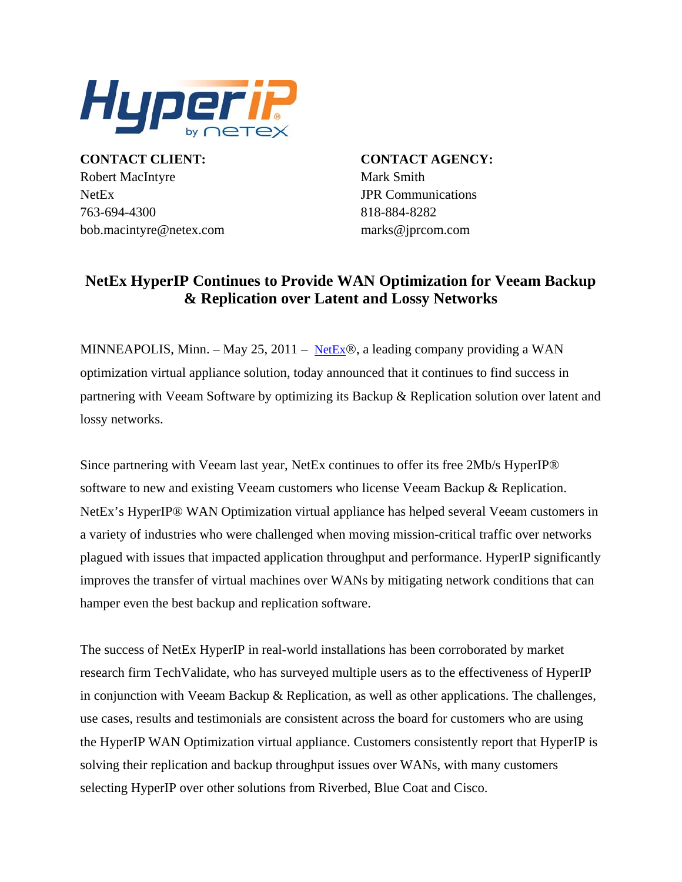**CONTACT CLIENT:**
Robert MacIntyre
NetEx
763-694-4300
bob.macintyre@netex.com

**CONTACT AGENCY:**
Mark Smith
JPR Communications
818-884-8282
marks@jprcom.com

## NetEx HyperIP Continues to Provide WAN Optimization for Veeam Backup & Replication over Latent and Lossy Networks

MINNEAPOLIS, Minn. – May 25, 2011 – NetEx®, a leading company providing a WAN optimization virtual appliance solution, today announced that it continues to find success in partnering with Veeam Software by optimizing its Backup & Replication solution over latent and lossy networks.

Since partnering with Veeam last year, NetEx continues to offer its free 2Mb/s HyperIP® software to new and existing Veeam customers who license Veeam Backup & Replication. NetEx's HyperIP® WAN Optimization virtual appliance has helped several Veeam customers in a variety of industries who were challenged when moving mission-critical traffic over networks plagued with issues that impacted application throughput and performance. HyperIP significantly improves the transfer of virtual machines over WANs by mitigating network conditions that can hamper even the best backup and replication software.

The success of NetEx HyperIP in real-world installations has been corroborated by market research firm TechValidate, who has surveyed multiple users as to the effectiveness of HyperIP in conjunction with Veeam Backup & Replication, as well as other applications. The challenges, use cases, results and testimonials are consistent across the board for customers who are using the HyperIP WAN Optimization virtual appliance. Customers consistently report that HyperIP is solving their replication and backup throughput issues over WANs, with many customers selecting HyperIP over other solutions from Riverbed, Blue Coat and Cisco.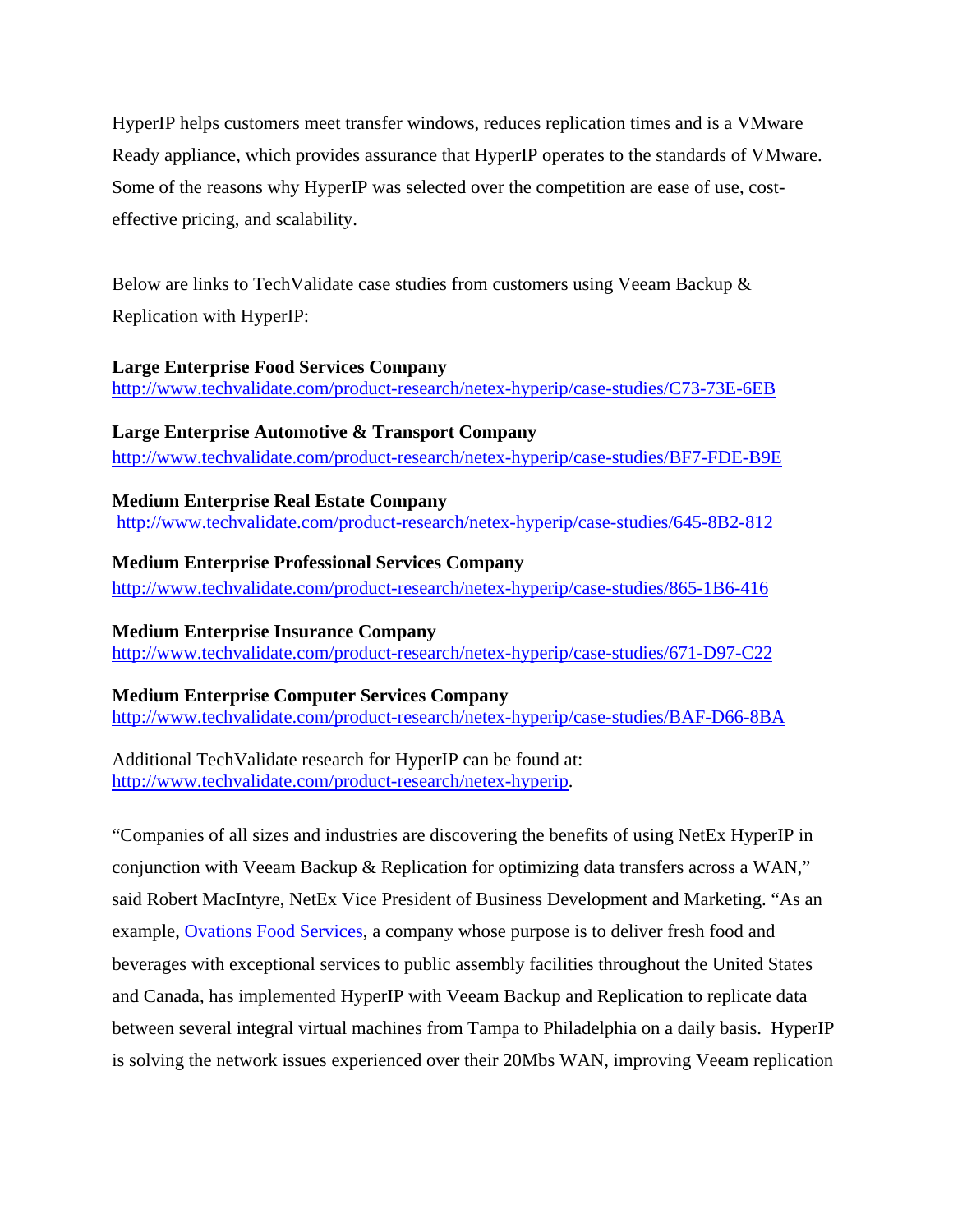HyperIP helps customers meet transfer windows, reduces replication times and is a VMware Ready appliance, which provides assurance that HyperIP operates to the standards of VMware. Some of the reasons why HyperIP was selected over the competition are ease of use, cost-effective pricing, and scalability.

Below are links to TechValidate case studies from customers using Veeam Backup & Replication with HyperIP:

**Large Enterprise Food Services Company**
http://www.techvalidate.com/product-research/netex-hyperip/case-studies/C73-73E-6EB

**Large Enterprise Automotive & Transport Company**
http://www.techvalidate.com/product-research/netex-hyperip/case-studies/BF7-FDE-B9E

**Medium Enterprise Real Estate Company**
http://www.techvalidate.com/product-research/netex-hyperip/case-studies/645-8B2-812

**Medium Enterprise Professional Services Company**
http://www.techvalidate.com/product-research/netex-hyperip/case-studies/865-1B6-416

**Medium Enterprise Insurance Company**
http://www.techvalidate.com/product-research/netex-hyperip/case-studies/671-D97-C22

**Medium Enterprise Computer Services Company**
http://www.techvalidate.com/product-research/netex-hyperip/case-studies/BAF-D66-8BA

Additional TechValidate research for HyperIP can be found at:
http://www.techvalidate.com/product-research/netex-hyperip.

"Companies of all sizes and industries are discovering the benefits of using NetEx HyperIP in conjunction with Veeam Backup & Replication for optimizing data transfers across a WAN," said Robert MacIntyre, NetEx Vice President of Business Development and Marketing. "As an example, Ovations Food Services, a company whose purpose is to deliver fresh food and beverages with exceptional services to public assembly facilities throughout the United States and Canada, has implemented HyperIP with Veeam Backup and Replication to replicate data between several integral virtual machines from Tampa to Philadelphia on a daily basis. HyperIP is solving the network issues experienced over their 20Mbs WAN, improving Veeam replication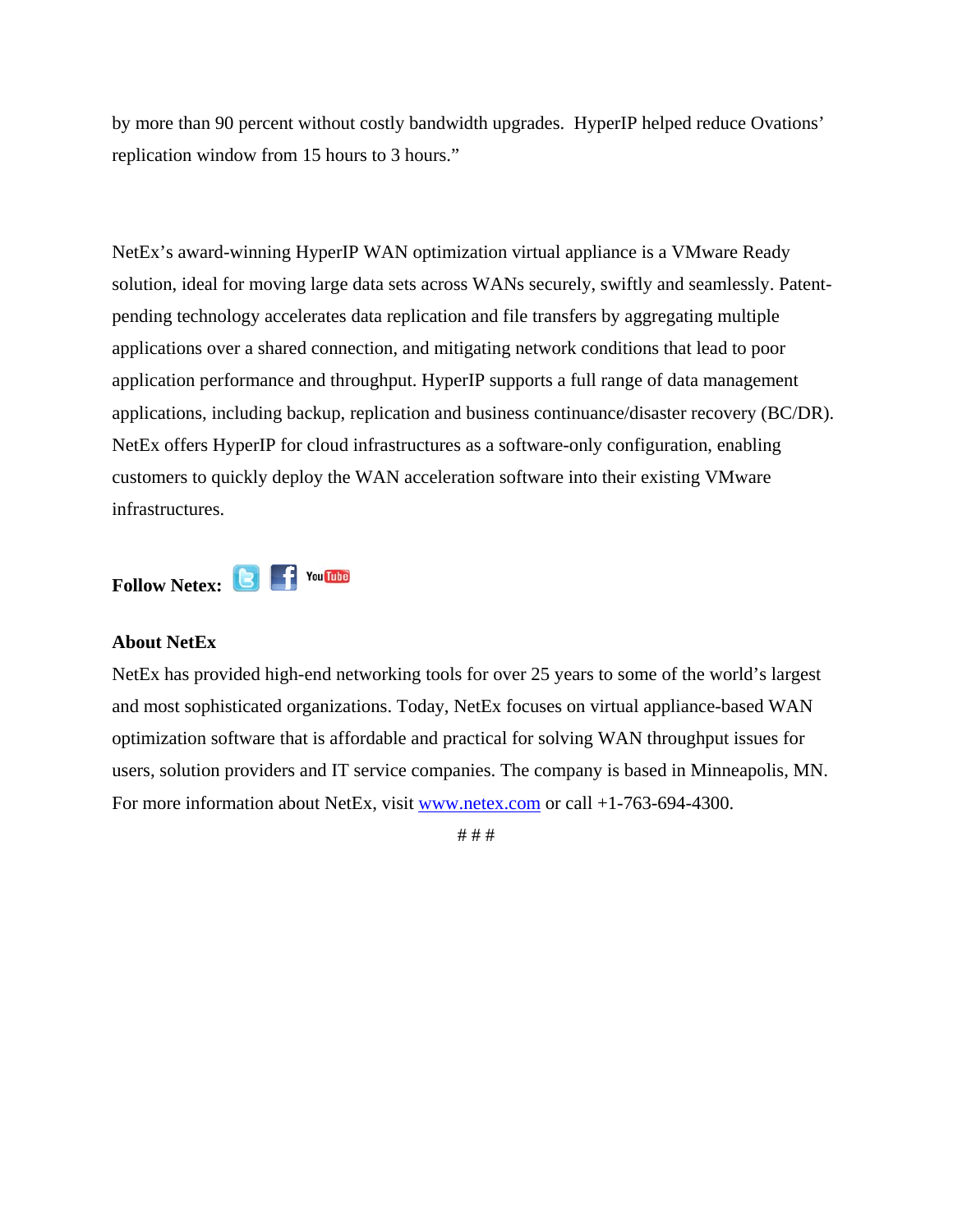by more than 90 percent without costly bandwidth upgrades.  HyperIP helped reduce Ovations' replication window from 15 hours to 3 hours."

NetEx's award-winning HyperIP WAN optimization virtual appliance is a VMware Ready solution, ideal for moving large data sets across WANs securely, swiftly and seamlessly. Patent-pending technology accelerates data replication and file transfers by aggregating multiple applications over a shared connection, and mitigating network conditions that lead to poor application performance and throughput. HyperIP supports a full range of data management applications, including backup, replication and business continuance/disaster recovery (BC/DR). NetEx offers HyperIP for cloud infrastructures as a software-only configuration, enabling customers to quickly deploy the WAN acceleration software into their existing VMware infrastructures.

**Follow Netex:**

**About NetEx**

NetEx has provided high-end networking tools for over 25 years to some of the world's largest and most sophisticated organizations. Today, NetEx focuses on virtual appliance-based WAN optimization software that is affordable and practical for solving WAN throughput issues for users, solution providers and IT service companies. The company is based in Minneapolis, MN. For more information about NetEx, visit [www.netex.com](http://www.netex.com) or call +1-763-694-4300.

# # #